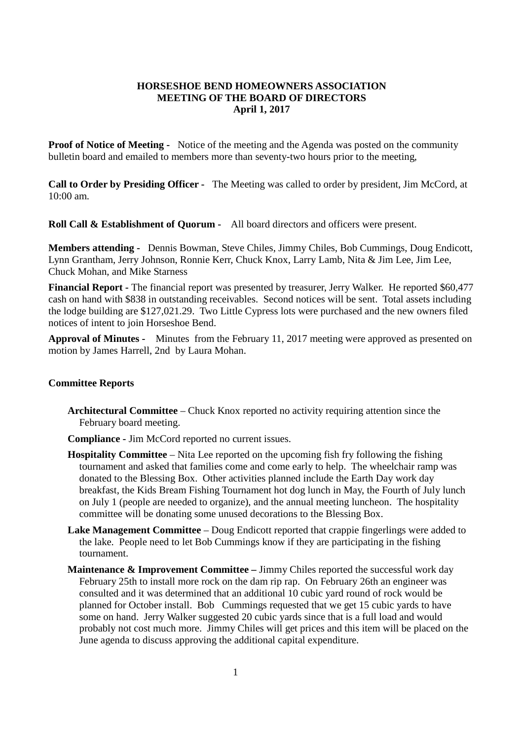# HORSESHOE BEND HOMEOWNERS ASSOCIATION
## MEETING OF THE BOARD OF DIRECTORS
### April 1, 2017

**Proof of Notice of Meeting -** Notice of the meeting and the Agenda was posted on the community bulletin board and emailed to members more than seventy-two hours prior to the meeting,

**Call to Order by Presiding Officer -** The Meeting was called to order by president, Jim McCord, at 10:00 am.

**Roll Call & Establishment of Quorum -** All board directors and officers were present.

**Members attending -** Dennis Bowman, Steve Chiles, Jimmy Chiles, Bob Cummings, Doug Endicott, Lynn Grantham, Jerry Johnson, Ronnie Kerr, Chuck Knox, Larry Lamb, Nita & Jim Lee, Jim Lee, Chuck Mohan, and Mike Starness

**Financial Report -** The financial report was presented by treasurer, Jerry Walker. He reported $60,477 cash on hand with $838 in outstanding receivables. Second notices will be sent. Total assets including the lodge building are $127,021.29. Two Little Cypress lots were purchased and the new owners filed notices of intent to join Horseshoe Bend.

**Approval of Minutes -** Minutes from the February 11, 2017 meeting were approved as presented on motion by James Harrell, 2nd by Laura Mohan.

**Committee Reports**

- **Architectural Committee** – Chuck Knox reported no activity requiring attention since the February board meeting.
- **Compliance -** Jim McCord reported no current issues.
- **Hospitality Committee** – Nita Lee reported on the upcoming fish fry following the fishing tournament and asked that families come and come early to help. The wheelchair ramp was donated to the Blessing Box. Other activities planned include the Earth Day work day breakfast, the Kids Bream Fishing Tournament hot dog lunch in May, the Fourth of July lunch on July 1 (people are needed to organize), and the annual meeting luncheon. The hospitality committee will be donating some unused decorations to the Blessing Box.
- **Lake Management Committee** – Doug Endicott reported that crappie fingerlings were added to the lake. People need to let Bob Cummings know if they are participating in the fishing tournament.
- **Maintenance & Improvement Committee –** Jimmy Chiles reported the successful work day February 25th to install more rock on the dam rip rap. On February 26th an engineer was consulted and it was determined that an additional 10 cubic yard round of rock would be planned for October install. Bob Cummings requested that we get 15 cubic yards to have some on hand. Jerry Walker suggested 20 cubic yards since that is a full load and would probably not cost much more. Jimmy Chiles will get prices and this item will be placed on the June agenda to discuss approving the additional capital expenditure.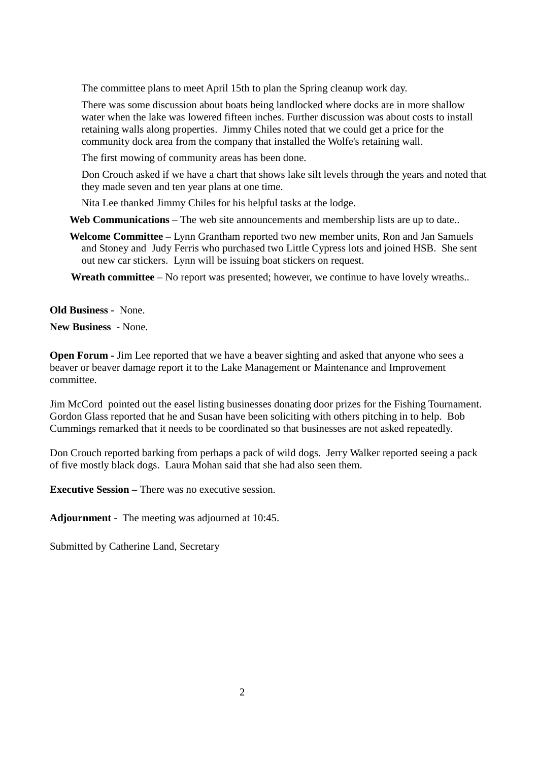The committee plans to meet April 15th to plan the Spring cleanup work day.

There was some discussion about boats being landlocked where docks are in more shallow water when the lake was lowered fifteen inches. Further discussion was about costs to install retaining walls along properties. Jimmy Chiles noted that we could get a price for the community dock area from the company that installed the Wolfe's retaining wall.

The first mowing of community areas has been done.

Don Crouch asked if we have a chart that shows lake silt levels through the years and noted that they made seven and ten year plans at one time.

Nita Lee thanked Jimmy Chiles for his helpful tasks at the lodge.

**Web Communications** – The web site announcements and membership lists are up to date..

**Welcome Committee** – Lynn Grantham reported two new member units, Ron and Jan Samuels and Stoney and Judy Ferris who purchased two Little Cypress lots and joined HSB. She sent out new car stickers. Lynn will be issuing boat stickers on request.

**Wreath committee** – No report was presented; however, we continue to have lovely wreaths..

**Old Business -** None.

**New Business -** None.

**Open Forum -** Jim Lee reported that we have a beaver sighting and asked that anyone who sees a beaver or beaver damage report it to the Lake Management or Maintenance and Improvement committee.

Jim McCord pointed out the easel listing businesses donating door prizes for the Fishing Tournament. Gordon Glass reported that he and Susan have been soliciting with others pitching in to help. Bob Cummings remarked that it needs to be coordinated so that businesses are not asked repeatedly.

Don Crouch reported barking from perhaps a pack of wild dogs. Jerry Walker reported seeing a pack of five mostly black dogs. Laura Mohan said that she had also seen them.

**Executive Session –** There was no executive session.

**Adjournment -** The meeting was adjourned at 10:45.

Submitted by Catherine Land, Secretary